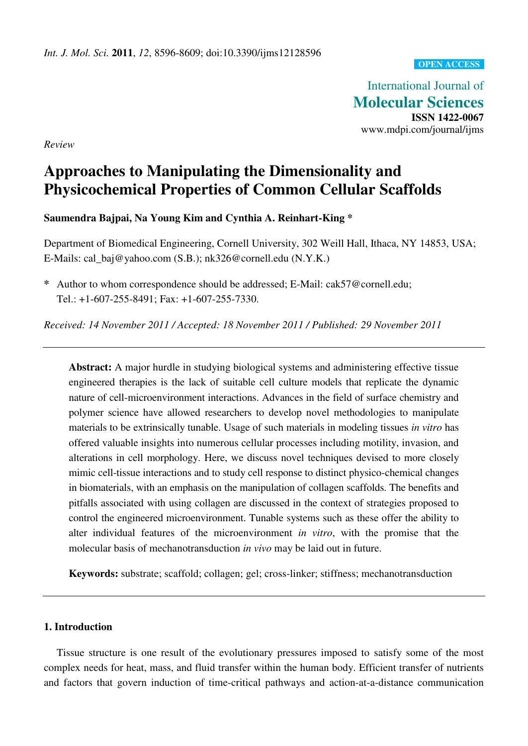*Int. J. Mol. Sci.* **2011**, *12*, 8596-8609; doi:10.3390/ijms12128596

**OPEN ACCESS**

International Journal of
**Molecular Sciences**
**ISSN 1422-0067**
www.mdpi.com/journal/ijms

*Review*

# Approaches to Manipulating the Dimensionality and Physicochemical Properties of Common Cellular Scaffolds

**Saumendra Bajpai, Na Young Kim and Cynthia A. Reinhart-King \***

Department of Biomedical Engineering, Cornell University, 302 Weill Hall, Ithaca, NY 14853, USA; E-Mails: cal_baj@yahoo.com (S.B.); nk326@cornell.edu (N.Y.K.)

\* Author to whom correspondence should be addressed; E-Mail: cak57@cornell.edu; Tel.: +1-607-255-8491; Fax: +1-607-255-7330.

*Received: 14 November 2011 / Accepted: 18 November 2011 / Published: 29 November 2011*

---

**Abstract:** A major hurdle in studying biological systems and administering effective tissue engineered therapies is the lack of suitable cell culture models that replicate the dynamic nature of cell-microenvironment interactions. Advances in the field of surface chemistry and polymer science have allowed researchers to develop novel methodologies to manipulate materials to be extrinsically tunable. Usage of such materials in modeling tissues *in vitro* has offered valuable insights into numerous cellular processes including motility, invasion, and alterations in cell morphology. Here, we discuss novel techniques devised to more closely mimic cell-tissue interactions and to study cell response to distinct physico-chemical changes in biomaterials, with an emphasis on the manipulation of collagen scaffolds. The benefits and pitfalls associated with using collagen are discussed in the context of strategies proposed to control the engineered microenvironment. Tunable systems such as these offer the ability to alter individual features of the microenvironment *in vitro*, with the promise that the molecular basis of mechanotransduction *in vivo* may be laid out in future.

**Keywords:** substrate; scaffold; collagen; gel; cross-linker; stiffness; mechanotransduction

---

## 1. Introduction

Tissue structure is one result of the evolutionary pressures imposed to satisfy some of the most complex needs for heat, mass, and fluid transfer within the human body. Efficient transfer of nutrients and factors that govern induction of time-critical pathways and action-at-a-distance communication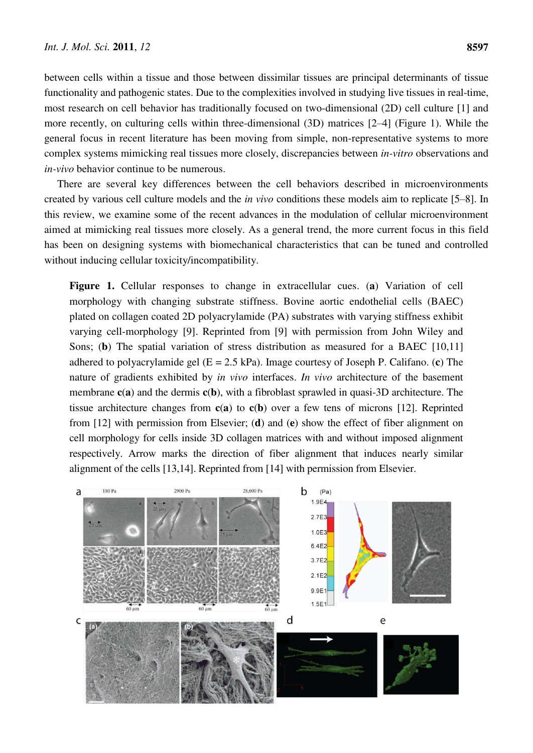between cells within a tissue and those between dissimilar tissues are principal determinants of tissue functionality and pathogenic states. Due to the complexities involved in studying live tissues in real-time, most research on cell behavior has traditionally focused on two-dimensional (2D) cell culture [1] and more recently, on culturing cells within three-dimensional (3D) matrices [2–4] (Figure 1). While the general focus in recent literature has been moving from simple, non-representative systems to more complex systems mimicking real tissues more closely, discrepancies between *in-vitro* observations and *in-vivo* behavior continue to be numerous.

There are several key differences between the cell behaviors described in microenvironments created by various cell culture models and the *in vivo* conditions these models aim to replicate [5–8]. In this review, we examine some of the recent advances in the modulation of cellular microenvironment aimed at mimicking real tissues more closely. As a general trend, the more current focus in this field has been on designing systems with biomechanical characteristics that can be tuned and controlled without inducing cellular toxicity/incompatibility.

**Figure 1.** Cellular responses to change in extracellular cues. (**a**) Variation of cell morphology with changing substrate stiffness. Bovine aortic endothelial cells (BAEC) plated on collagen coated 2D polyacrylamide (PA) substrates with varying stiffness exhibit varying cell-morphology [9]. Reprinted from [9] with permission from John Wiley and Sons; (**b**) The spatial variation of stress distribution as measured for a BAEC [10,11] adhered to polyacrylamide gel (E = 2.5 kPa). Image courtesy of Joseph P. Califano. (**c**) The nature of gradients exhibited by *in vivo* interfaces. *In vivo* architecture of the basement membrane **c**(**a**) and the dermis **c**(**b**), with a fibroblast sprawled in quasi-3D architecture. The tissue architecture changes from **c**(**a**) to **c**(**b**) over a few tens of microns [12]. Reprinted from [12] with permission from Elsevier; (**d**) and (**e**) show the effect of fiber alignment on cell morphology for cells inside 3D collagen matrices with and without imposed alignment respectively. Arrow marks the direction of fiber alignment that induces nearly similar alignment of the cells [13,14]. Reprinted from [14] with permission from Elsevier.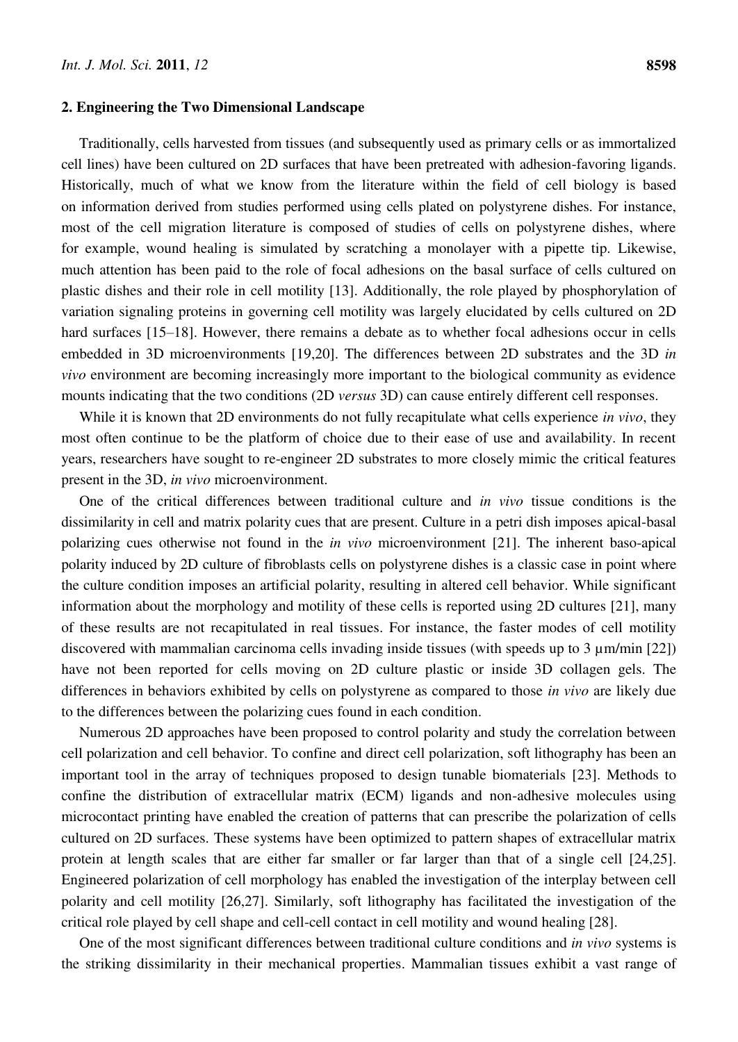## 2. Engineering the Two Dimensional Landscape

Traditionally, cells harvested from tissues (and subsequently used as primary cells or as immortalized cell lines) have been cultured on 2D surfaces that have been pretreated with adhesion-favoring ligands. Historically, much of what we know from the literature within the field of cell biology is based on information derived from studies performed using cells plated on polystyrene dishes. For instance, most of the cell migration literature is composed of studies of cells on polystyrene dishes, where for example, wound healing is simulated by scratching a monolayer with a pipette tip. Likewise, much attention has been paid to the role of focal adhesions on the basal surface of cells cultured on plastic dishes and their role in cell motility [13]. Additionally, the role played by phosphorylation of variation signaling proteins in governing cell motility was largely elucidated by cells cultured on 2D hard surfaces [15–18]. However, there remains a debate as to whether focal adhesions occur in cells embedded in 3D microenvironments [19,20]. The differences between 2D substrates and the 3D *in vivo* environment are becoming increasingly more important to the biological community as evidence mounts indicating that the two conditions (2D *versus* 3D) can cause entirely different cell responses.

While it is known that 2D environments do not fully recapitulate what cells experience *in vivo*, they most often continue to be the platform of choice due to their ease of use and availability. In recent years, researchers have sought to re-engineer 2D substrates to more closely mimic the critical features present in the 3D, *in vivo* microenvironment.

One of the critical differences between traditional culture and *in vivo* tissue conditions is the dissimilarity in cell and matrix polarity cues that are present. Culture in a petri dish imposes apical-basal polarizing cues otherwise not found in the *in vivo* microenvironment [21]. The inherent baso-apical polarity induced by 2D culture of fibroblasts cells on polystyrene dishes is a classic case in point where the culture condition imposes an artificial polarity, resulting in altered cell behavior. While significant information about the morphology and motility of these cells is reported using 2D cultures [21], many of these results are not recapitulated in real tissues. For instance, the faster modes of cell motility discovered with mammalian carcinoma cells invading inside tissues (with speeds up to 3 µm/min [22]) have not been reported for cells moving on 2D culture plastic or inside 3D collagen gels. The differences in behaviors exhibited by cells on polystyrene as compared to those *in vivo* are likely due to the differences between the polarizing cues found in each condition.

Numerous 2D approaches have been proposed to control polarity and study the correlation between cell polarization and cell behavior. To confine and direct cell polarization, soft lithography has been an important tool in the array of techniques proposed to design tunable biomaterials [23]. Methods to confine the distribution of extracellular matrix (ECM) ligands and non-adhesive molecules using microcontact printing have enabled the creation of patterns that can prescribe the polarization of cells cultured on 2D surfaces. These systems have been optimized to pattern shapes of extracellular matrix protein at length scales that are either far smaller or far larger than that of a single cell [24,25]. Engineered polarization of cell morphology has enabled the investigation of the interplay between cell polarity and cell motility [26,27]. Similarly, soft lithography has facilitated the investigation of the critical role played by cell shape and cell-cell contact in cell motility and wound healing [28].

One of the most significant differences between traditional culture conditions and *in vivo* systems is the striking dissimilarity in their mechanical properties. Mammalian tissues exhibit a vast range of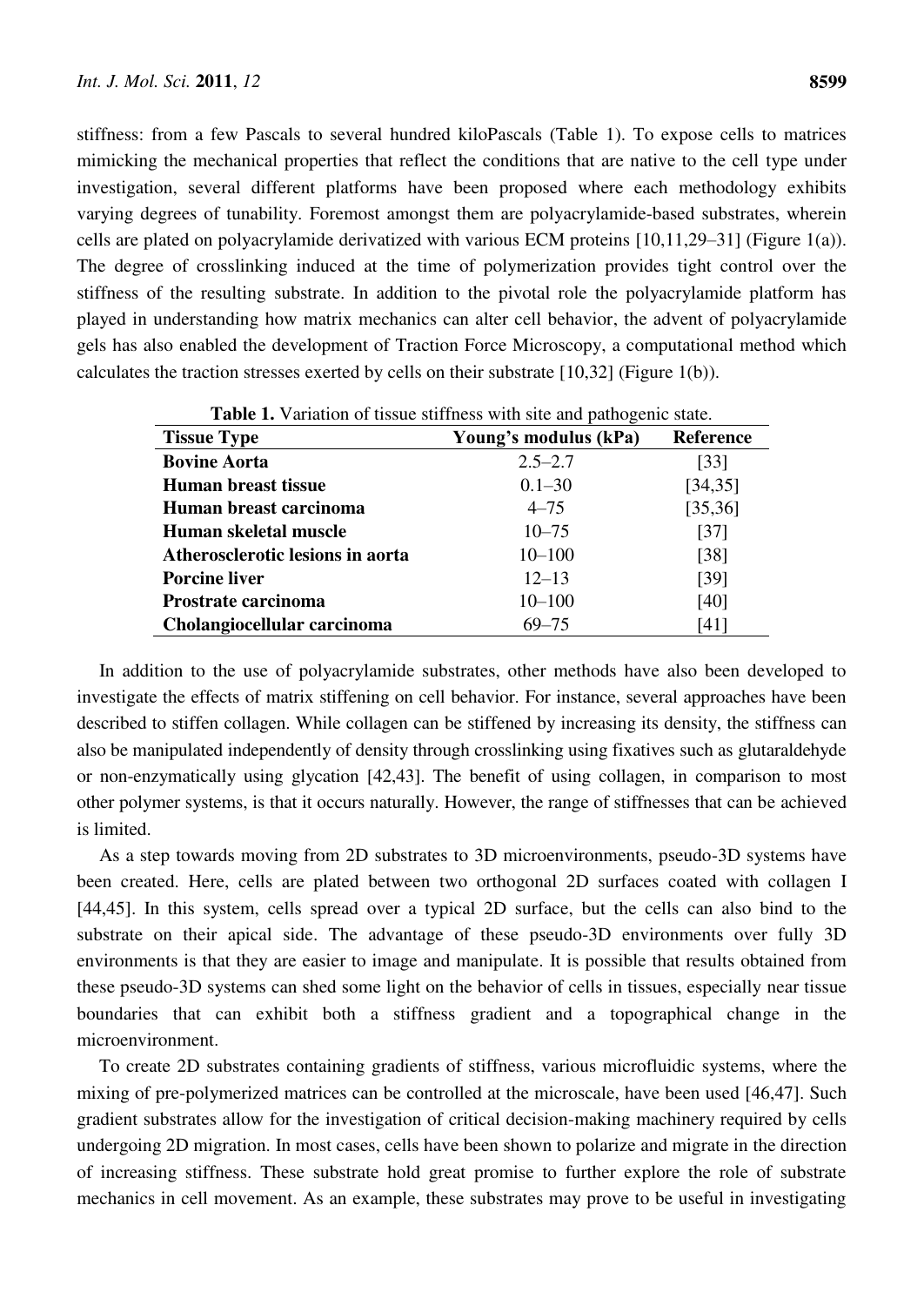stiffness: from a few Pascals to several hundred kiloPascals (Table 1). To expose cells to matrices mimicking the mechanical properties that reflect the conditions that are native to the cell type under investigation, several different platforms have been proposed where each methodology exhibits varying degrees of tunability. Foremost amongst them are polyacrylamide-based substrates, wherein cells are plated on polyacrylamide derivatized with various ECM proteins [10,11,29–31] (Figure 1(a)). The degree of crosslinking induced at the time of polymerization provides tight control over the stiffness of the resulting substrate. In addition to the pivotal role the polyacrylamide platform has played in understanding how matrix mechanics can alter cell behavior, the advent of polyacrylamide gels has also enabled the development of Traction Force Microscopy, a computational method which calculates the traction stresses exerted by cells on their substrate [10,32] (Figure 1(b)).

**Table 1.** Variation of tissue stiffness with site and pathogenic state.

| Tissue Type | Young's modulus (kPa) | Reference |
|---|---|---|
| **Bovine Aorta** | 2.5–2.7 | [33] |
| **Human breast tissue** | 0.1–30 | [34,35] |
| **Human breast carcinoma** | 4–75 | [35,36] |
| **Human skeletal muscle** | 10–75 | [37] |
| **Atherosclerotic lesions in aorta** | 10–100 | [38] |
| **Porcine liver** | 12–13 | [39] |
| **Prostrate carcinoma** | 10–100 | [40] |
| **Cholangiocellular carcinoma** | 69–75 | [41] |

In addition to the use of polyacrylamide substrates, other methods have also been developed to investigate the effects of matrix stiffening on cell behavior. For instance, several approaches have been described to stiffen collagen. While collagen can be stiffened by increasing its density, the stiffness can also be manipulated independently of density through crosslinking using fixatives such as glutaraldehyde or non-enzymatically using glycation [42,43]. The benefit of using collagen, in comparison to most other polymer systems, is that it occurs naturally. However, the range of stiffnesses that can be achieved is limited.

As a step towards moving from 2D substrates to 3D microenvironments, pseudo-3D systems have been created. Here, cells are plated between two orthogonal 2D surfaces coated with collagen I [44,45]. In this system, cells spread over a typical 2D surface, but the cells can also bind to the substrate on their apical side. The advantage of these pseudo-3D environments over fully 3D environments is that they are easier to image and manipulate. It is possible that results obtained from these pseudo-3D systems can shed some light on the behavior of cells in tissues, especially near tissue boundaries that can exhibit both a stiffness gradient and a topographical change in the microenvironment.

To create 2D substrates containing gradients of stiffness, various microfluidic systems, where the mixing of pre-polymerized matrices can be controlled at the microscale, have been used [46,47]. Such gradient substrates allow for the investigation of critical decision-making machinery required by cells undergoing 2D migration. In most cases, cells have been shown to polarize and migrate in the direction of increasing stiffness. These substrate hold great promise to further explore the role of substrate mechanics in cell movement. As an example, these substrates may prove to be useful in investigating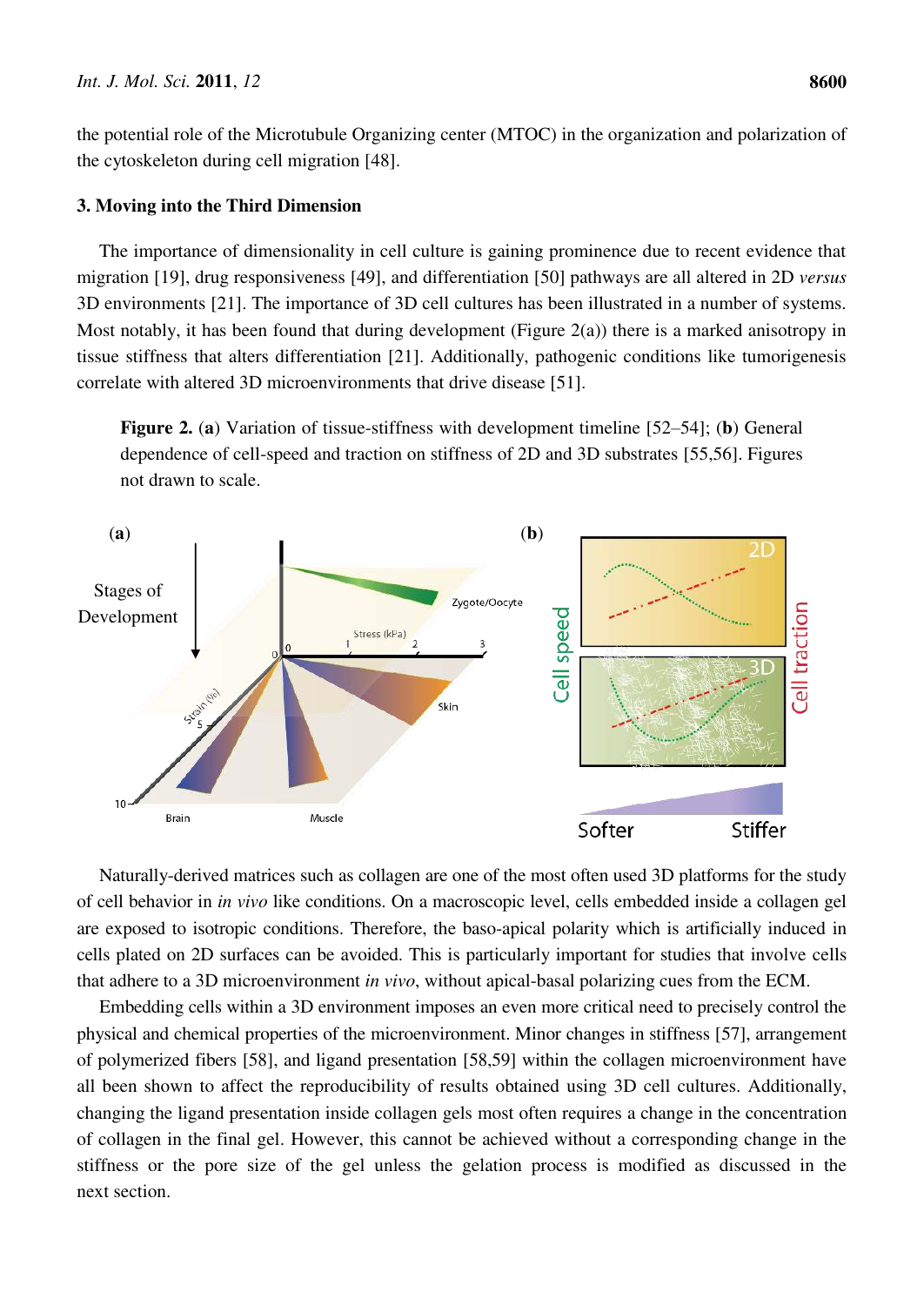the potential role of the Microtubule Organizing center (MTOC) in the organization and polarization of the cytoskeleton during cell migration [48].

## 3. Moving into the Third Dimension

The importance of dimensionality in cell culture is gaining prominence due to recent evidence that migration [19], drug responsiveness [49], and differentiation [50] pathways are all altered in 2D *versus* 3D environments [21]. The importance of 3D cell cultures has been illustrated in a number of systems. Most notably, it has been found that during development (Figure 2(a)) there is a marked anisotropy in tissue stiffness that alters differentiation [21]. Additionally, pathogenic conditions like tumorigenesis correlate with altered 3D microenvironments that drive disease [51].

**Figure 2.** (**a**) Variation of tissue-stiffness with development timeline [52–54]; (**b**) General dependence of cell-speed and traction on stiffness of 2D and 3D substrates [55,56]. Figures not drawn to scale.

Naturally-derived matrices such as collagen are one of the most often used 3D platforms for the study of cell behavior in *in vivo* like conditions. On a macroscopic level, cells embedded inside a collagen gel are exposed to isotropic conditions. Therefore, the baso-apical polarity which is artificially induced in cells plated on 2D surfaces can be avoided. This is particularly important for studies that involve cells that adhere to a 3D microenvironment *in vivo*, without apical-basal polarizing cues from the ECM.

Embedding cells within a 3D environment imposes an even more critical need to precisely control the physical and chemical properties of the microenvironment. Minor changes in stiffness [57], arrangement of polymerized fibers [58], and ligand presentation [58,59] within the collagen microenvironment have all been shown to affect the reproducibility of results obtained using 3D cell cultures. Additionally, changing the ligand presentation inside collagen gels most often requires a change in the concentration of collagen in the final gel. However, this cannot be achieved without a corresponding change in the stiffness or the pore size of the gel unless the gelation process is modified as discussed in the next section.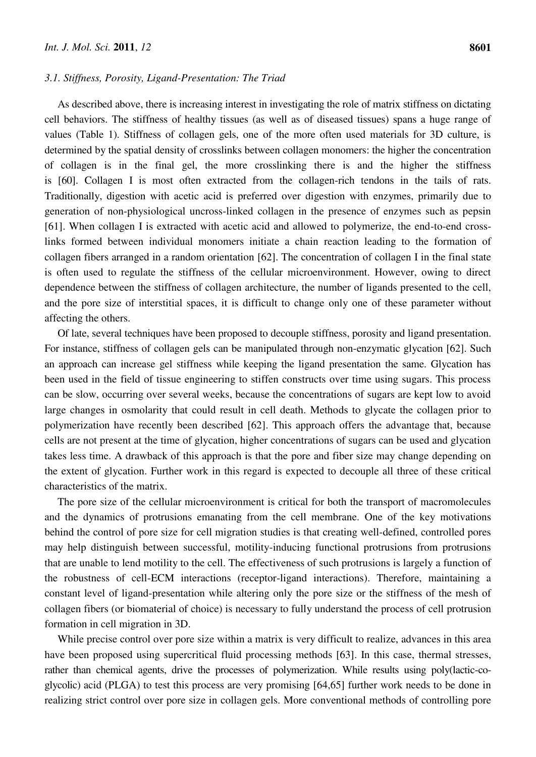### 3.1. Stiffness, Porosity, Ligand-Presentation: The Triad

As described above, there is increasing interest in investigating the role of matrix stiffness on dictating cell behaviors. The stiffness of healthy tissues (as well as of diseased tissues) spans a huge range of values (Table 1). Stiffness of collagen gels, one of the more often used materials for 3D culture, is determined by the spatial density of crosslinks between collagen monomers: the higher the concentration of collagen is in the final gel, the more crosslinking there is and the higher the stiffness is [60]. Collagen I is most often extracted from the collagen-rich tendons in the tails of rats. Traditionally, digestion with acetic acid is preferred over digestion with enzymes, primarily due to generation of non-physiological uncross-linked collagen in the presence of enzymes such as pepsin [61]. When collagen I is extracted with acetic acid and allowed to polymerize, the end-to-end cross-links formed between individual monomers initiate a chain reaction leading to the formation of collagen fibers arranged in a random orientation [62]. The concentration of collagen I in the final state is often used to regulate the stiffness of the cellular microenvironment. However, owing to direct dependence between the stiffness of collagen architecture, the number of ligands presented to the cell, and the pore size of interstitial spaces, it is difficult to change only one of these parameter without affecting the others.

Of late, several techniques have been proposed to decouple stiffness, porosity and ligand presentation. For instance, stiffness of collagen gels can be manipulated through non-enzymatic glycation [62]. Such an approach can increase gel stiffness while keeping the ligand presentation the same. Glycation has been used in the field of tissue engineering to stiffen constructs over time using sugars. This process can be slow, occurring over several weeks, because the concentrations of sugars are kept low to avoid large changes in osmolarity that could result in cell death. Methods to glycate the collagen prior to polymerization have recently been described [62]. This approach offers the advantage that, because cells are not present at the time of glycation, higher concentrations of sugars can be used and glycation takes less time. A drawback of this approach is that the pore and fiber size may change depending on the extent of glycation. Further work in this regard is expected to decouple all three of these critical characteristics of the matrix.

The pore size of the cellular microenvironment is critical for both the transport of macromolecules and the dynamics of protrusions emanating from the cell membrane. One of the key motivations behind the control of pore size for cell migration studies is that creating well-defined, controlled pores may help distinguish between successful, motility-inducing functional protrusions from protrusions that are unable to lend motility to the cell. The effectiveness of such protrusions is largely a function of the robustness of cell-ECM interactions (receptor-ligand interactions). Therefore, maintaining a constant level of ligand-presentation while altering only the pore size or the stiffness of the mesh of collagen fibers (or biomaterial of choice) is necessary to fully understand the process of cell protrusion formation in cell migration in 3D.

While precise control over pore size within a matrix is very difficult to realize, advances in this area have been proposed using supercritical fluid processing methods [63]. In this case, thermal stresses, rather than chemical agents, drive the processes of polymerization. While results using poly(lactic-co-glycolic) acid (PLGA) to test this process are very promising [64,65] further work needs to be done in realizing strict control over pore size in collagen gels. More conventional methods of controlling pore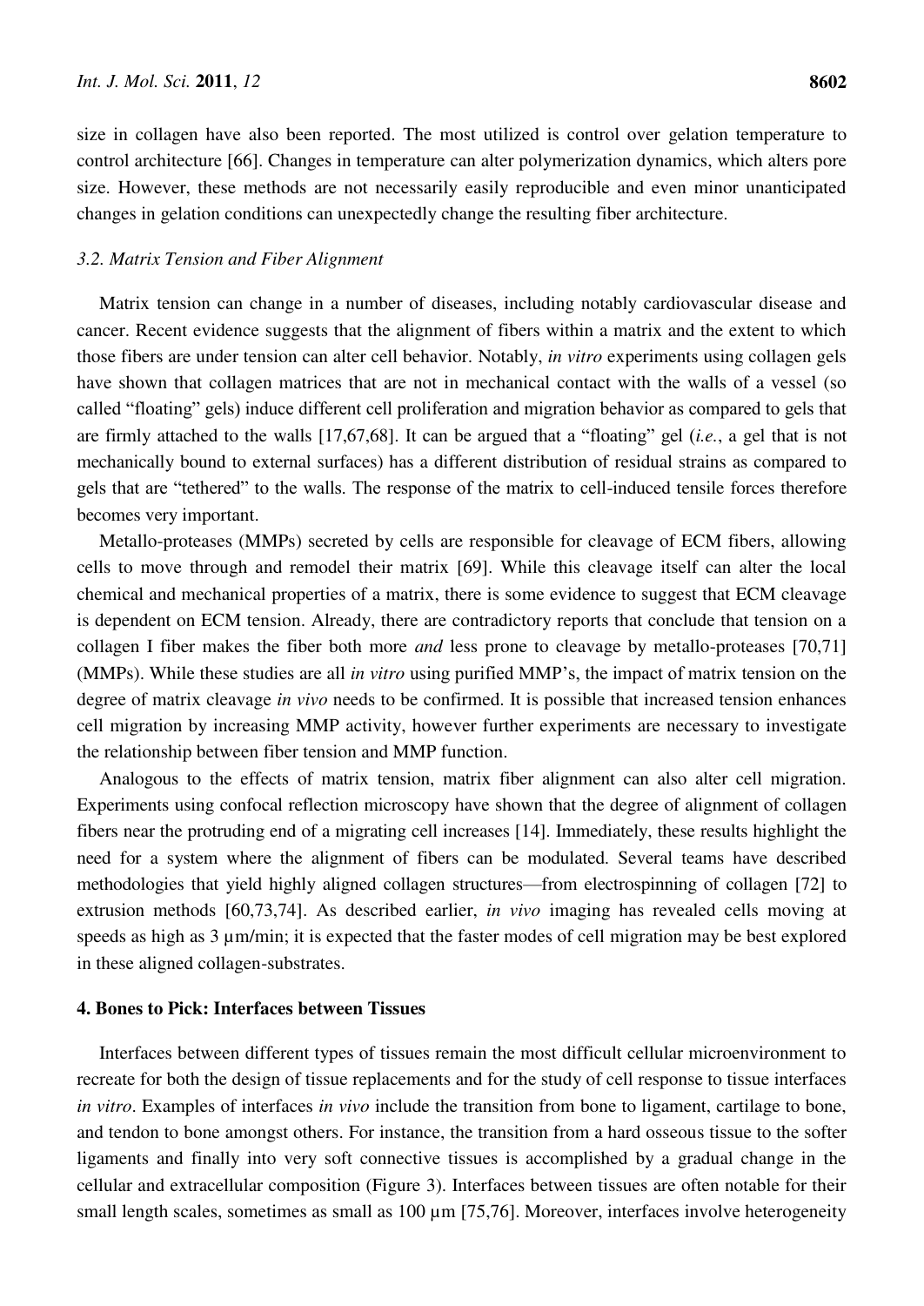size in collagen have also been reported. The most utilized is control over gelation temperature to control architecture [66]. Changes in temperature can alter polymerization dynamics, which alters pore size. However, these methods are not necessarily easily reproducible and even minor unanticipated changes in gelation conditions can unexpectedly change the resulting fiber architecture.

### *3.2. Matrix Tension and Fiber Alignment*

Matrix tension can change in a number of diseases, including notably cardiovascular disease and cancer. Recent evidence suggests that the alignment of fibers within a matrix and the extent to which those fibers are under tension can alter cell behavior. Notably, *in vitro* experiments using collagen gels have shown that collagen matrices that are not in mechanical contact with the walls of a vessel (so called "floating" gels) induce different cell proliferation and migration behavior as compared to gels that are firmly attached to the walls [17,67,68]. It can be argued that a "floating" gel (*i.e.*, a gel that is not mechanically bound to external surfaces) has a different distribution of residual strains as compared to gels that are "tethered" to the walls. The response of the matrix to cell-induced tensile forces therefore becomes very important.

Metallo-proteases (MMPs) secreted by cells are responsible for cleavage of ECM fibers, allowing cells to move through and remodel their matrix [69]. While this cleavage itself can alter the local chemical and mechanical properties of a matrix, there is some evidence to suggest that ECM cleavage is dependent on ECM tension. Already, there are contradictory reports that conclude that tension on a collagen I fiber makes the fiber both more *and* less prone to cleavage by metallo-proteases [70,71] (MMPs). While these studies are all *in vitro* using purified MMP's, the impact of matrix tension on the degree of matrix cleavage *in vivo* needs to be confirmed. It is possible that increased tension enhances cell migration by increasing MMP activity, however further experiments are necessary to investigate the relationship between fiber tension and MMP function.

Analogous to the effects of matrix tension, matrix fiber alignment can also alter cell migration. Experiments using confocal reflection microscopy have shown that the degree of alignment of collagen fibers near the protruding end of a migrating cell increases [14]. Immediately, these results highlight the need for a system where the alignment of fibers can be modulated. Several teams have described methodologies that yield highly aligned collagen structures—from electrospinning of collagen [72] to extrusion methods [60,73,74]. As described earlier, *in vivo* imaging has revealed cells moving at speeds as high as 3 µm/min; it is expected that the faster modes of cell migration may be best explored in these aligned collagen-substrates.

## 4. Bones to Pick: Interfaces between Tissues

Interfaces between different types of tissues remain the most difficult cellular microenvironment to recreate for both the design of tissue replacements and for the study of cell response to tissue interfaces *in vitro*. Examples of interfaces *in vivo* include the transition from bone to ligament, cartilage to bone, and tendon to bone amongst others. For instance, the transition from a hard osseous tissue to the softer ligaments and finally into very soft connective tissues is accomplished by a gradual change in the cellular and extracellular composition (Figure 3). Interfaces between tissues are often notable for their small length scales, sometimes as small as 100 µm [75,76]. Moreover, interfaces involve heterogeneity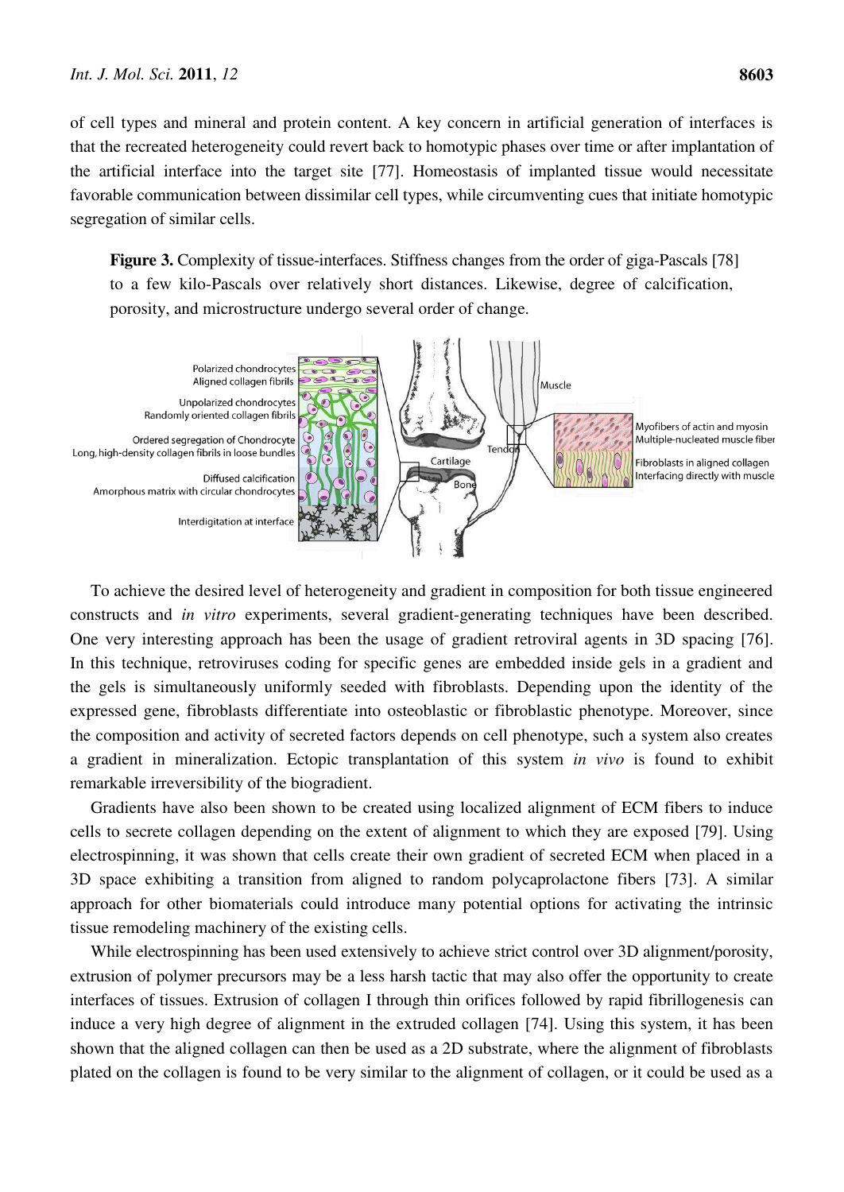of cell types and mineral and protein content. A key concern in artificial generation of interfaces is that the recreated heterogeneity could revert back to homotypic phases over time or after implantation of the artificial interface into the target site [77]. Homeostasis of implanted tissue would necessitate favorable communication between dissimilar cell types, while circumventing cues that initiate homotypic segregation of similar cells.

**Figure 3.** Complexity of tissue-interfaces. Stiffness changes from the order of giga-Pascals [78] to a few kilo-Pascals over relatively short distances. Likewise, degree of calcification, porosity, and microstructure undergo several order of change.

To achieve the desired level of heterogeneity and gradient in composition for both tissue engineered constructs and *in vitro* experiments, several gradient-generating techniques have been described. One very interesting approach has been the usage of gradient retroviral agents in 3D spacing [76]. In this technique, retroviruses coding for specific genes are embedded inside gels in a gradient and the gels is simultaneously uniformly seeded with fibroblasts. Depending upon the identity of the expressed gene, fibroblasts differentiate into osteoblastic or fibroblastic phenotype. Moreover, since the composition and activity of secreted factors depends on cell phenotype, such a system also creates a gradient in mineralization. Ectopic transplantation of this system *in vivo* is found to exhibit remarkable irreversibility of the biogradient.

Gradients have also been shown to be created using localized alignment of ECM fibers to induce cells to secrete collagen depending on the extent of alignment to which they are exposed [79]. Using electrospinning, it was shown that cells create their own gradient of secreted ECM when placed in a 3D space exhibiting a transition from aligned to random polycaprolactone fibers [73]. A similar approach for other biomaterials could introduce many potential options for activating the intrinsic tissue remodeling machinery of the existing cells.

While electrospinning has been used extensively to achieve strict control over 3D alignment/porosity, extrusion of polymer precursors may be a less harsh tactic that may also offer the opportunity to create interfaces of tissues. Extrusion of collagen I through thin orifices followed by rapid fibrillogenesis can induce a very high degree of alignment in the extruded collagen [74]. Using this system, it has been shown that the aligned collagen can then be used as a 2D substrate, where the alignment of fibroblasts plated on the collagen is found to be very similar to the alignment of collagen, or it could be used as a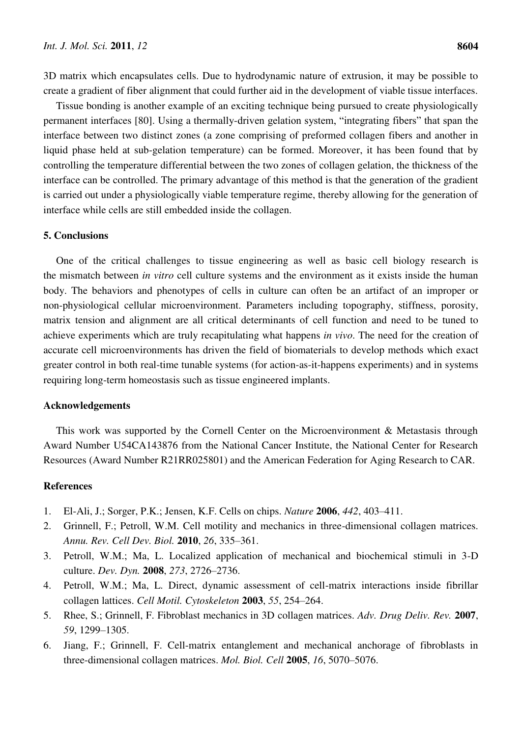3D matrix which encapsulates cells. Due to hydrodynamic nature of extrusion, it may be possible to create a gradient of fiber alignment that could further aid in the development of viable tissue interfaces.

Tissue bonding is another example of an exciting technique being pursued to create physiologically permanent interfaces [80]. Using a thermally-driven gelation system, "integrating fibers" that span the interface between two distinct zones (a zone comprising of preformed collagen fibers and another in liquid phase held at sub-gelation temperature) can be formed. Moreover, it has been found that by controlling the temperature differential between the two zones of collagen gelation, the thickness of the interface can be controlled. The primary advantage of this method is that the generation of the gradient is carried out under a physiologically viable temperature regime, thereby allowing for the generation of interface while cells are still embedded inside the collagen.

## 5. Conclusions

One of the critical challenges to tissue engineering as well as basic cell biology research is the mismatch between *in vitro* cell culture systems and the environment as it exists inside the human body. The behaviors and phenotypes of cells in culture can often be an artifact of an improper or non-physiological cellular microenvironment. Parameters including topography, stiffness, porosity, matrix tension and alignment are all critical determinants of cell function and need to be tuned to achieve experiments which are truly recapitulating what happens *in vivo*. The need for the creation of accurate cell microenvironments has driven the field of biomaterials to develop methods which exact greater control in both real-time tunable systems (for action-as-it-happens experiments) and in systems requiring long-term homeostasis such as tissue engineered implants.

## Acknowledgements

This work was supported by the Cornell Center on the Microenvironment & Metastasis through Award Number U54CA143876 from the National Cancer Institute, the National Center for Research Resources (Award Number R21RR025801) and the American Federation for Aging Research to CAR.

## References

1. El-Ali, J.; Sorger, P.K.; Jensen, K.F. Cells on chips. *Nature* **2006**, *442*, 403–411.
2. Grinnell, F.; Petroll, W.M. Cell motility and mechanics in three-dimensional collagen matrices. *Annu. Rev. Cell Dev. Biol.* **2010**, *26*, 335–361.
3. Petroll, W.M.; Ma, L. Localized application of mechanical and biochemical stimuli in 3-D culture. *Dev. Dyn.* **2008**, *273*, 2726–2736.
4. Petroll, W.M.; Ma, L. Direct, dynamic assessment of cell-matrix interactions inside fibrillar collagen lattices. *Cell Motil. Cytoskeleton* **2003**, *55*, 254–264.
5. Rhee, S.; Grinnell, F. Fibroblast mechanics in 3D collagen matrices. *Adv. Drug Deliv. Rev.* **2007**, *59*, 1299–1305.
6. Jiang, F.; Grinnell, F. Cell-matrix entanglement and mechanical anchorage of fibroblasts in three-dimensional collagen matrices. *Mol. Biol. Cell* **2005**, *16*, 5070–5076.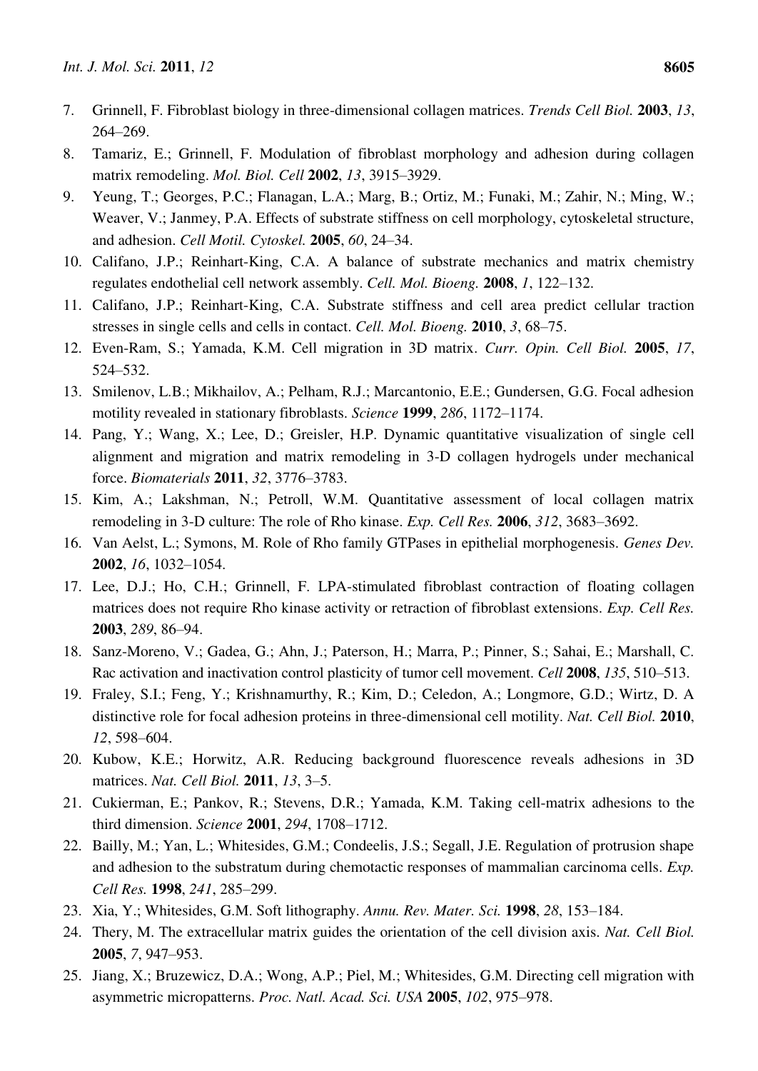7. Grinnell, F. Fibroblast biology in three-dimensional collagen matrices. *Trends Cell Biol.* **2003**, *13*, 264–269.
8. Tamariz, E.; Grinnell, F. Modulation of fibroblast morphology and adhesion during collagen matrix remodeling. *Mol. Biol. Cell* **2002**, *13*, 3915–3929.
9. Yeung, T.; Georges, P.C.; Flanagan, L.A.; Marg, B.; Ortiz, M.; Funaki, M.; Zahir, N.; Ming, W.; Weaver, V.; Janmey, P.A. Effects of substrate stiffness on cell morphology, cytoskeletal structure, and adhesion. *Cell Motil. Cytoskel.* **2005**, *60*, 24–34.
10. Califano, J.P.; Reinhart-King, C.A. A balance of substrate mechanics and matrix chemistry regulates endothelial cell network assembly. *Cell. Mol. Bioeng.* **2008**, *1*, 122–132.
11. Califano, J.P.; Reinhart-King, C.A. Substrate stiffness and cell area predict cellular traction stresses in single cells and cells in contact. *Cell. Mol. Bioeng.* **2010**, *3*, 68–75.
12. Even-Ram, S.; Yamada, K.M. Cell migration in 3D matrix. *Curr. Opin. Cell Biol.* **2005**, *17*, 524–532.
13. Smilenov, L.B.; Mikhailov, A.; Pelham, R.J.; Marcantonio, E.E.; Gundersen, G.G. Focal adhesion motility revealed in stationary fibroblasts. *Science* **1999**, *286*, 1172–1174.
14. Pang, Y.; Wang, X.; Lee, D.; Greisler, H.P. Dynamic quantitative visualization of single cell alignment and migration and matrix remodeling in 3-D collagen hydrogels under mechanical force. *Biomaterials* **2011**, *32*, 3776–3783.
15. Kim, A.; Lakshman, N.; Petroll, W.M. Quantitative assessment of local collagen matrix remodeling in 3-D culture: The role of Rho kinase. *Exp. Cell Res.* **2006**, *312*, 3683–3692.
16. Van Aelst, L.; Symons, M. Role of Rho family GTPases in epithelial morphogenesis. *Genes Dev.* **2002**, *16*, 1032–1054.
17. Lee, D.J.; Ho, C.H.; Grinnell, F. LPA-stimulated fibroblast contraction of floating collagen matrices does not require Rho kinase activity or retraction of fibroblast extensions. *Exp. Cell Res.* **2003**, *289*, 86–94.
18. Sanz-Moreno, V.; Gadea, G.; Ahn, J.; Paterson, H.; Marra, P.; Pinner, S.; Sahai, E.; Marshall, C. Rac activation and inactivation control plasticity of tumor cell movement. *Cell* **2008**, *135*, 510–513.
19. Fraley, S.I.; Feng, Y.; Krishnamurthy, R.; Kim, D.; Celedon, A.; Longmore, G.D.; Wirtz, D. A distinctive role for focal adhesion proteins in three-dimensional cell motility. *Nat. Cell Biol.* **2010**, *12*, 598–604.
20. Kubow, K.E.; Horwitz, A.R. Reducing background fluorescence reveals adhesions in 3D matrices. *Nat. Cell Biol.* **2011**, *13*, 3–5.
21. Cukierman, E.; Pankov, R.; Stevens, D.R.; Yamada, K.M. Taking cell-matrix adhesions to the third dimension. *Science* **2001**, *294*, 1708–1712.
22. Bailly, M.; Yan, L.; Whitesides, G.M.; Condeelis, J.S.; Segall, J.E. Regulation of protrusion shape and adhesion to the substratum during chemotactic responses of mammalian carcinoma cells. *Exp. Cell Res.* **1998**, *241*, 285–299.
23. Xia, Y.; Whitesides, G.M. Soft lithography. *Annu. Rev. Mater. Sci.* **1998**, *28*, 153–184.
24. Thery, M. The extracellular matrix guides the orientation of the cell division axis. *Nat. Cell Biol.* **2005**, *7*, 947–953.
25. Jiang, X.; Bruzewicz, D.A.; Wong, A.P.; Piel, M.; Whitesides, G.M. Directing cell migration with asymmetric micropatterns. *Proc. Natl. Acad. Sci. USA* **2005**, *102*, 975–978.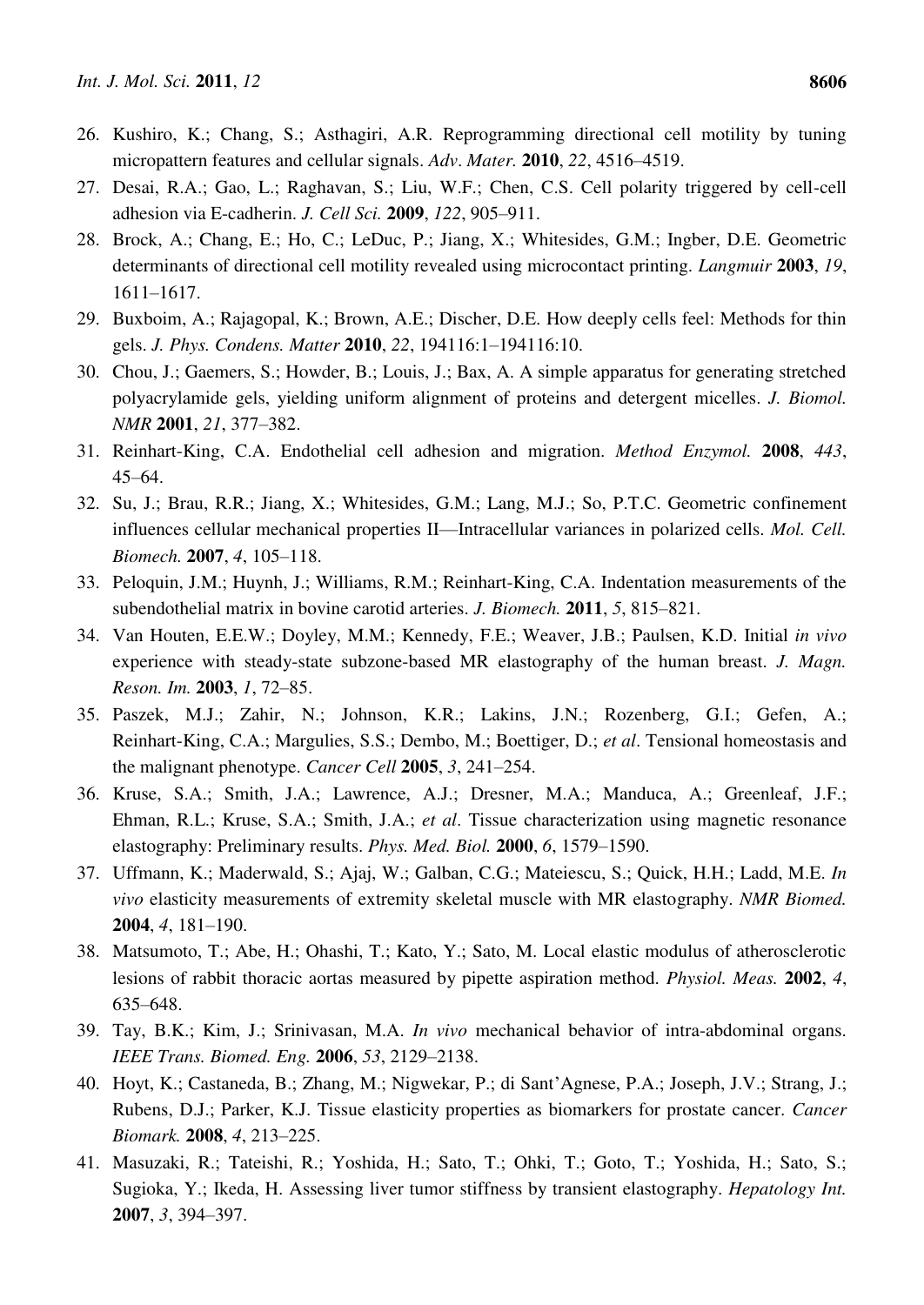26. Kushiro, K.; Chang, S.; Asthagiri, A.R. Reprogramming directional cell motility by tuning micropattern features and cellular signals. *Adv. Mater.* **2010**, *22*, 4516–4519.
27. Desai, R.A.; Gao, L.; Raghavan, S.; Liu, W.F.; Chen, C.S. Cell polarity triggered by cell-cell adhesion via E-cadherin. *J. Cell Sci.* **2009**, *122*, 905–911.
28. Brock, A.; Chang, E.; Ho, C.; LeDuc, P.; Jiang, X.; Whitesides, G.M.; Ingber, D.E. Geometric determinants of directional cell motility revealed using microcontact printing. *Langmuir* **2003**, *19*, 1611–1617.
29. Buxboim, A.; Rajagopal, K.; Brown, A.E.; Discher, D.E. How deeply cells feel: Methods for thin gels. *J. Phys. Condens. Matter* **2010**, *22*, 194116:1–194116:10.
30. Chou, J.; Gaemers, S.; Howder, B.; Louis, J.; Bax, A. A simple apparatus for generating stretched polyacrylamide gels, yielding uniform alignment of proteins and detergent micelles. *J. Biomol. NMR* **2001**, *21*, 377–382.
31. Reinhart-King, C.A. Endothelial cell adhesion and migration. *Method Enzymol.* **2008**, *443*, 45–64.
32. Su, J.; Brau, R.R.; Jiang, X.; Whitesides, G.M.; Lang, M.J.; So, P.T.C. Geometric confinement influences cellular mechanical properties II—Intracellular variances in polarized cells. *Mol. Cell. Biomech.* **2007**, *4*, 105–118.
33. Peloquin, J.M.; Huynh, J.; Williams, R.M.; Reinhart-King, C.A. Indentation measurements of the subendothelial matrix in bovine carotid arteries. *J. Biomech.* **2011**, *5*, 815–821.
34. Van Houten, E.E.W.; Doyley, M.M.; Kennedy, F.E.; Weaver, J.B.; Paulsen, K.D. Initial *in vivo* experience with steady-state subzone-based MR elastography of the human breast. *J. Magn. Reson. Im.* **2003**, *1*, 72–85.
35. Paszek, M.J.; Zahir, N.; Johnson, K.R.; Lakins, J.N.; Rozenberg, G.I.; Gefen, A.; Reinhart-King, C.A.; Margulies, S.S.; Dembo, M.; Boettiger, D.; *et al*. Tensional homeostasis and the malignant phenotype. *Cancer Cell* **2005**, *3*, 241–254.
36. Kruse, S.A.; Smith, J.A.; Lawrence, A.J.; Dresner, M.A.; Manduca, A.; Greenleaf, J.F.; Ehman, R.L.; Kruse, S.A.; Smith, J.A.; *et al*. Tissue characterization using magnetic resonance elastography: Preliminary results. *Phys. Med. Biol.* **2000**, *6*, 1579–1590.
37. Uffmann, K.; Maderwald, S.; Ajaj, W.; Galban, C.G.; Mateiescu, S.; Quick, H.H.; Ladd, M.E. *In vivo* elasticity measurements of extremity skeletal muscle with MR elastography. *NMR Biomed.* **2004**, *4*, 181–190.
38. Matsumoto, T.; Abe, H.; Ohashi, T.; Kato, Y.; Sato, M. Local elastic modulus of atherosclerotic lesions of rabbit thoracic aortas measured by pipette aspiration method. *Physiol. Meas.* **2002**, *4*, 635–648.
39. Tay, B.K.; Kim, J.; Srinivasan, M.A. *In vivo* mechanical behavior of intra-abdominal organs. *IEEE Trans. Biomed. Eng.* **2006**, *53*, 2129–2138.
40. Hoyt, K.; Castaneda, B.; Zhang, M.; Nigwekar, P.; di Sant'Agnese, P.A.; Joseph, J.V.; Strang, J.; Rubens, D.J.; Parker, K.J. Tissue elasticity properties as biomarkers for prostate cancer. *Cancer Biomark.* **2008**, *4*, 213–225.
41. Masuzaki, R.; Tateishi, R.; Yoshida, H.; Sato, T.; Ohki, T.; Goto, T.; Yoshida, H.; Sato, S.; Sugioka, Y.; Ikeda, H. Assessing liver tumor stiffness by transient elastography. *Hepatology Int.* **2007**, *3*, 394–397.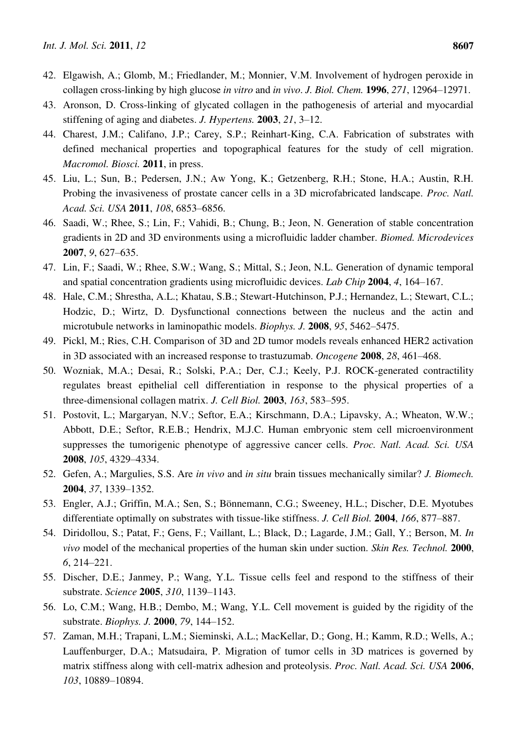42. Elgawish, A.; Glomb, M.; Friedlander, M.; Monnier, V.M. Involvement of hydrogen peroxide in collagen cross-linking by high glucose *in vitro* and *in vivo*. *J. Biol. Chem.* **1996**, *271*, 12964–12971.
43. Aronson, D. Cross-linking of glycated collagen in the pathogenesis of arterial and myocardial stiffening of aging and diabetes. *J. Hypertens.* **2003**, *21*, 3–12.
44. Charest, J.M.; Califano, J.P.; Carey, S.P.; Reinhart-King, C.A. Fabrication of substrates with defined mechanical properties and topographical features for the study of cell migration. *Macromol. Biosci.* **2011**, in press.
45. Liu, L.; Sun, B.; Pedersen, J.N.; Aw Yong, K.; Getzenberg, R.H.; Stone, H.A.; Austin, R.H. Probing the invasiveness of prostate cancer cells in a 3D microfabricated landscape. *Proc. Natl. Acad. Sci. USA* **2011**, *108*, 6853–6856.
46. Saadi, W.; Rhee, S.; Lin, F.; Vahidi, B.; Chung, B.; Jeon, N. Generation of stable concentration gradients in 2D and 3D environments using a microfluidic ladder chamber. *Biomed. Microdevices* **2007**, *9*, 627–635.
47. Lin, F.; Saadi, W.; Rhee, S.W.; Wang, S.; Mittal, S.; Jeon, N.L. Generation of dynamic temporal and spatial concentration gradients using microfluidic devices. *Lab Chip* **2004**, *4*, 164–167.
48. Hale, C.M.; Shrestha, A.L.; Khatau, S.B.; Stewart-Hutchinson, P.J.; Hernandez, L.; Stewart, C.L.; Hodzic, D.; Wirtz, D. Dysfunctional connections between the nucleus and the actin and microtubule networks in laminopathic models. *Biophys. J.* **2008**, *95*, 5462–5475.
49. Pickl, M.; Ries, C.H. Comparison of 3D and 2D tumor models reveals enhanced HER2 activation in 3D associated with an increased response to trastuzumab. *Oncogene* **2008**, *28*, 461–468.
50. Wozniak, M.A.; Desai, R.; Solski, P.A.; Der, C.J.; Keely, P.J. ROCK-generated contractility regulates breast epithelial cell differentiation in response to the physical properties of a three-dimensional collagen matrix. *J. Cell Biol.* **2003**, *163*, 583–595.
51. Postovit, L.; Margaryan, N.V.; Seftor, E.A.; Kirschmann, D.A.; Lipavsky, A.; Wheaton, W.W.; Abbott, D.E.; Seftor, R.E.B.; Hendrix, M.J.C. Human embryonic stem cell microenvironment suppresses the tumorigenic phenotype of aggressive cancer cells. *Proc. Natl. Acad. Sci. USA* **2008**, *105*, 4329–4334.
52. Gefen, A.; Margulies, S.S. Are *in vivo* and *in situ* brain tissues mechanically similar? *J. Biomech.* **2004**, *37*, 1339–1352.
53. Engler, A.J.; Griffin, M.A.; Sen, S.; Bönnemann, C.G.; Sweeney, H.L.; Discher, D.E. Myotubes differentiate optimally on substrates with tissue-like stiffness. *J. Cell Biol.* **2004**, *166*, 877–887.
54. Diridollou, S.; Patat, F.; Gens, F.; Vaillant, L.; Black, D.; Lagarde, J.M.; Gall, Y.; Berson, M. *In vivo* model of the mechanical properties of the human skin under suction. *Skin Res. Technol.* **2000**, *6*, 214–221.
55. Discher, D.E.; Janmey, P.; Wang, Y.L. Tissue cells feel and respond to the stiffness of their substrate. *Science* **2005**, *310*, 1139–1143.
56. Lo, C.M.; Wang, H.B.; Dembo, M.; Wang, Y.L. Cell movement is guided by the rigidity of the substrate. *Biophys. J.* **2000**, *79*, 144–152.
57. Zaman, M.H.; Trapani, L.M.; Sieminski, A.L.; MacKellar, D.; Gong, H.; Kamm, R.D.; Wells, A.; Lauffenburger, D.A.; Matsudaira, P. Migration of tumor cells in 3D matrices is governed by matrix stiffness along with cell-matrix adhesion and proteolysis. *Proc. Natl. Acad. Sci. USA* **2006**, *103*, 10889–10894.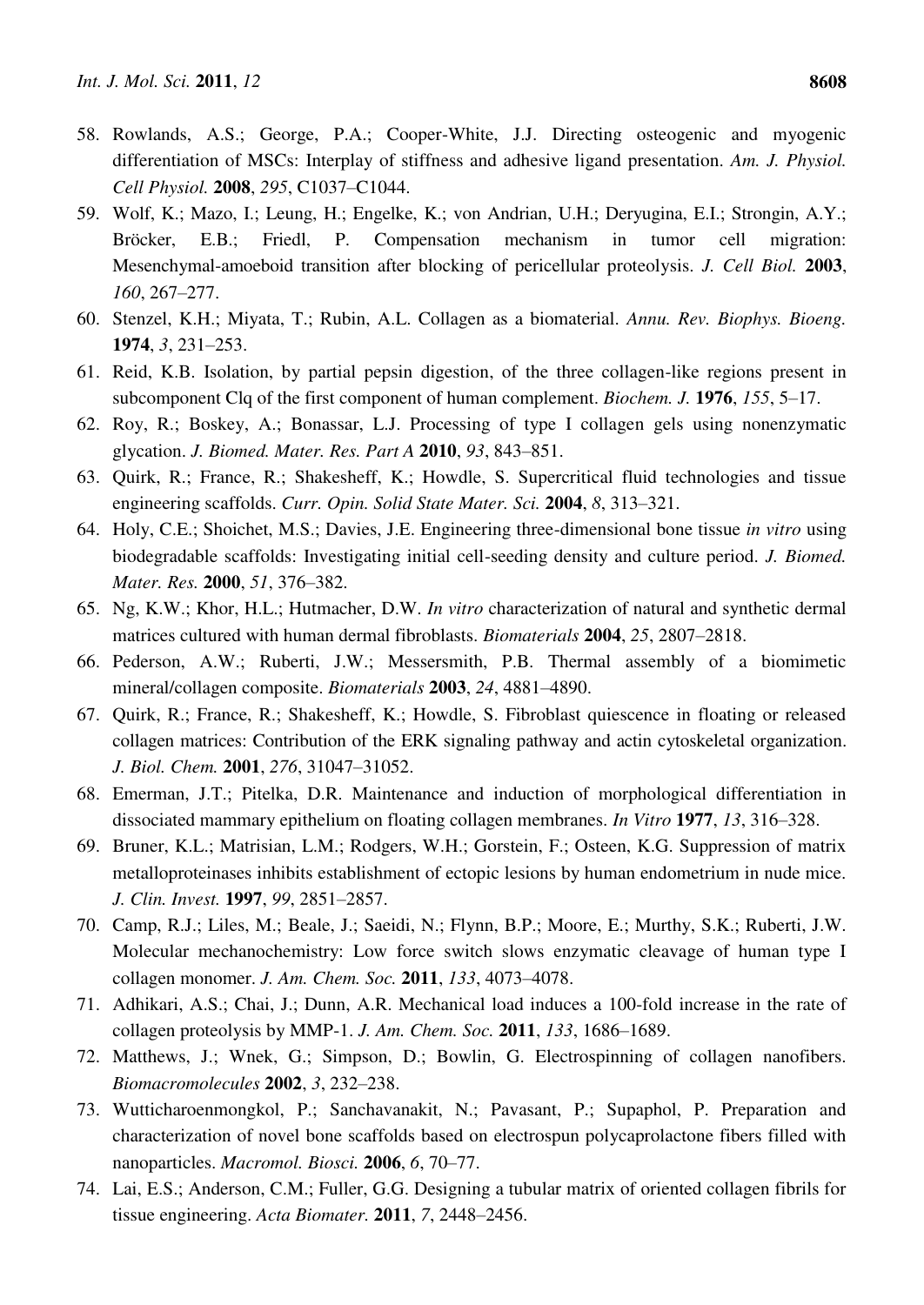58. Rowlands, A.S.; George, P.A.; Cooper-White, J.J. Directing osteogenic and myogenic differentiation of MSCs: Interplay of stiffness and adhesive ligand presentation. *Am. J. Physiol. Cell Physiol.* **2008**, *295*, C1037–C1044.
59. Wolf, K.; Mazo, I.; Leung, H.; Engelke, K.; von Andrian, U.H.; Deryugina, E.I.; Strongin, A.Y.; Bröcker, E.B.; Friedl, P. Compensation mechanism in tumor cell migration: Mesenchymal-amoeboid transition after blocking of pericellular proteolysis. *J. Cell Biol.* **2003**, *160*, 267–277.
60. Stenzel, K.H.; Miyata, T.; Rubin, A.L. Collagen as a biomaterial. *Annu. Rev. Biophys. Bioeng.* **1974**, *3*, 231–253.
61. Reid, K.B. Isolation, by partial pepsin digestion, of the three collagen-like regions present in subcomponent Clq of the first component of human complement. *Biochem. J.* **1976**, *155*, 5–17.
62. Roy, R.; Boskey, A.; Bonassar, L.J. Processing of type I collagen gels using nonenzymatic glycation. *J. Biomed. Mater. Res. Part A* **2010**, *93*, 843–851.
63. Quirk, R.; France, R.; Shakesheff, K.; Howdle, S. Supercritical fluid technologies and tissue engineering scaffolds. *Curr. Opin. Solid State Mater. Sci.* **2004**, *8*, 313–321.
64. Holy, C.E.; Shoichet, M.S.; Davies, J.E. Engineering three-dimensional bone tissue *in vitro* using biodegradable scaffolds: Investigating initial cell-seeding density and culture period. *J. Biomed. Mater. Res.* **2000**, *51*, 376–382.
65. Ng, K.W.; Khor, H.L.; Hutmacher, D.W. *In vitro* characterization of natural and synthetic dermal matrices cultured with human dermal fibroblasts. *Biomaterials* **2004**, *25*, 2807–2818.
66. Pederson, A.W.; Ruberti, J.W.; Messersmith, P.B. Thermal assembly of a biomimetic mineral/collagen composite. *Biomaterials* **2003**, *24*, 4881–4890.
67. Quirk, R.; France, R.; Shakesheff, K.; Howdle, S. Fibroblast quiescence in floating or released collagen matrices: Contribution of the ERK signaling pathway and actin cytoskeletal organization. *J. Biol. Chem.* **2001**, *276*, 31047–31052.
68. Emerman, J.T.; Pitelka, D.R. Maintenance and induction of morphological differentiation in dissociated mammary epithelium on floating collagen membranes. *In Vitro* **1977**, *13*, 316–328.
69. Bruner, K.L.; Matrisian, L.M.; Rodgers, W.H.; Gorstein, F.; Osteen, K.G. Suppression of matrix metalloproteinases inhibits establishment of ectopic lesions by human endometrium in nude mice. *J. Clin. Invest.* **1997**, *99*, 2851–2857.
70. Camp, R.J.; Liles, M.; Beale, J.; Saeidi, N.; Flynn, B.P.; Moore, E.; Murthy, S.K.; Ruberti, J.W. Molecular mechanochemistry: Low force switch slows enzymatic cleavage of human type I collagen monomer. *J. Am. Chem. Soc.* **2011**, *133*, 4073–4078.
71. Adhikari, A.S.; Chai, J.; Dunn, A.R. Mechanical load induces a 100-fold increase in the rate of collagen proteolysis by MMP-1. *J. Am. Chem. Soc.* **2011**, *133*, 1686–1689.
72. Matthews, J.; Wnek, G.; Simpson, D.; Bowlin, G. Electrospinning of collagen nanofibers. *Biomacromolecules* **2002**, *3*, 232–238.
73. Wutticharoenmongkol, P.; Sanchavanakit, N.; Pavasant, P.; Supaphol, P. Preparation and characterization of novel bone scaffolds based on electrospun polycaprolactone fibers filled with nanoparticles. *Macromol. Biosci.* **2006**, *6*, 70–77.
74. Lai, E.S.; Anderson, C.M.; Fuller, G.G. Designing a tubular matrix of oriented collagen fibrils for tissue engineering. *Acta Biomater.* **2011**, *7*, 2448–2456.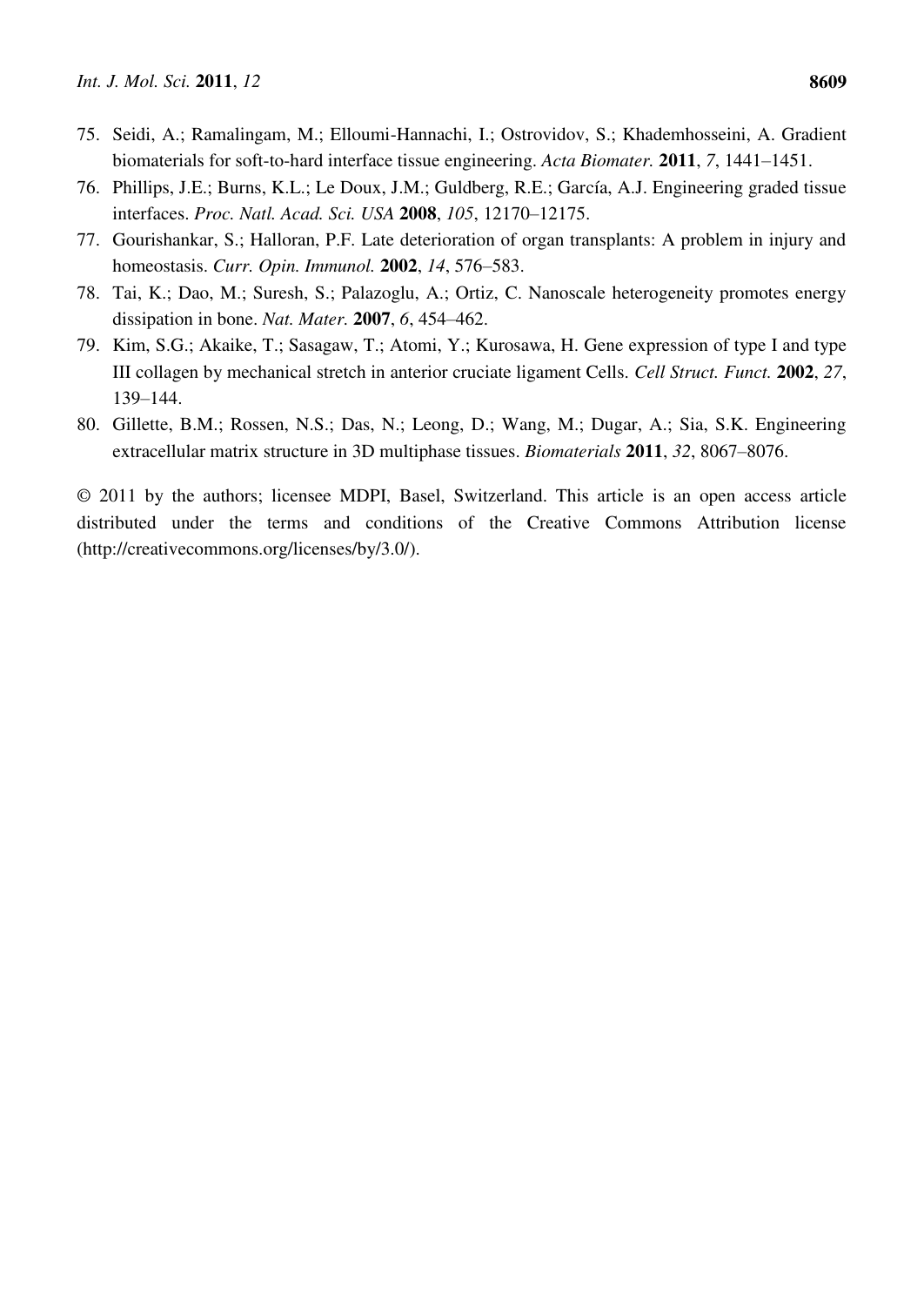75. Seidi, A.; Ramalingam, M.; Elloumi-Hannachi, I.; Ostrovidov, S.; Khademhosseini, A. Gradient biomaterials for soft-to-hard interface tissue engineering. *Acta Biomater.* **2011**, *7*, 1441–1451.
76. Phillips, J.E.; Burns, K.L.; Le Doux, J.M.; Guldberg, R.E.; García, A.J. Engineering graded tissue interfaces. *Proc. Natl. Acad. Sci. USA* **2008**, *105*, 12170–12175.
77. Gourishankar, S.; Halloran, P.F. Late deterioration of organ transplants: A problem in injury and homeostasis. *Curr. Opin. Immunol.* **2002**, *14*, 576–583.
78. Tai, K.; Dao, M.; Suresh, S.; Palazoglu, A.; Ortiz, C. Nanoscale heterogeneity promotes energy dissipation in bone. *Nat. Mater.* **2007**, *6*, 454–462.
79. Kim, S.G.; Akaike, T.; Sasagaw, T.; Atomi, Y.; Kurosawa, H. Gene expression of type I and type III collagen by mechanical stretch in anterior cruciate ligament Cells. *Cell Struct. Funct.* **2002**, *27*, 139–144.
80. Gillette, B.M.; Rossen, N.S.; Das, N.; Leong, D.; Wang, M.; Dugar, A.; Sia, S.K. Engineering extracellular matrix structure in 3D multiphase tissues. *Biomaterials* **2011**, *32*, 8067–8076.

© 2011 by the authors; licensee MDPI, Basel, Switzerland. This article is an open access article distributed under the terms and conditions of the Creative Commons Attribution license (http://creativecommons.org/licenses/by/3.0/).